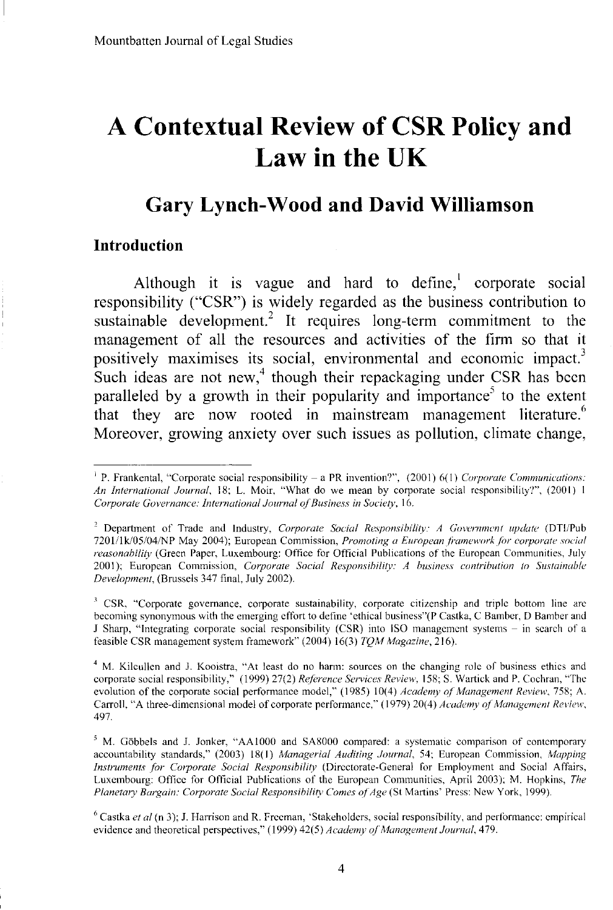# A Contextual Review of CSR Policy and Law in the UK

## Gary Lynch-Wood and David Williamson

### Introduction

Although it is vague and hard to define,[1] corporate social responsibility ("CSR") is widely regarded as the business contribution to sustainable development.[2] It requires long-term commitment to the management of all the resources and activities of the firm so that it positively maximises its social, environmental and economic impact.[3] Such ideas are not new,[4] though their repackaging under CSR has been paralleled by a growth in their popularity and importance[5] to the extent that they are now rooted in mainstream management literature.[6] Moreover, growing anxiety over such issues as pollution, climate change,

---

[1] P. Frankental, "Corporate social responsibility – a PR invention?", (2001) 6(1) *Corporate Communications: An International Journal*, 18; L. Moir, "What do we mean by corporate social responsibility?", (2001) 1 *Corporate Governance: International Journal of Business in Society*, 16.

[2] Department of Trade and Industry, *Corporate Social Responsibility: A Government update* (DTI/Pub 7201/1k/05/04/NP May 2004); European Commission, *Promoting a European framework for corporate social reasonability* (Green Paper, Luxembourg: Office for Official Publications of the European Communities, July 2001); European Commission, *Corporate Social Responsibility: A business contribution to Sustainable Development*, (Brussels 347 final, July 2002).

[3] CSR, "Corporate governance, corporate sustainability, corporate citizenship and triple bottom line are becoming synonymous with the emerging effort to define 'ethical business"(P Castka, C Bamber, D Bamber and J Sharp, "Integrating corporate social responsibility (CSR) into ISO management systems – in search of a feasible CSR management system framework" (2004) 16(3) *TQM Magazine*, 216).

[4] M. Kilcullen and J. Kooistra, "At least do no harm: sources on the changing role of business ethics and corporate social responsibility," (1999) 27(2) *Reference Services Review*, 158; S. Wartick and P. Cochran, "The evolution of the corporate social performance model," (1985) 10(4) *Academy of Management Review*, 758; A. Carroll, "A three-dimensional model of corporate performance," (1979) 20(4) *Academy of Management Review*, 497.

[5] M. Göbbels and J. Jonker, "AA1000 and SA8000 compared: a systematic comparison of contemporary accountability standards," (2003) 18(1) *Managerial Auditing Journal*, 54; European Commission, *Mapping Instruments for Corporate Social Responsibility* (Directorate-General for Employment and Social Affairs, Luxembourg: Office for Official Publications of the European Communities, April 2003); M. Hopkins, *The Planetary Bargain: Corporate Social Responsibility Comes of Age* (St Martins' Press: New York, 1999).

[6] Castka *et al* (n 3); J. Harrison and R. Freeman, 'Stakeholders, social responsibility, and performance: empirical evidence and theoretical perspectives," (1999) 42(5) *Academy of Management Journal*, 479.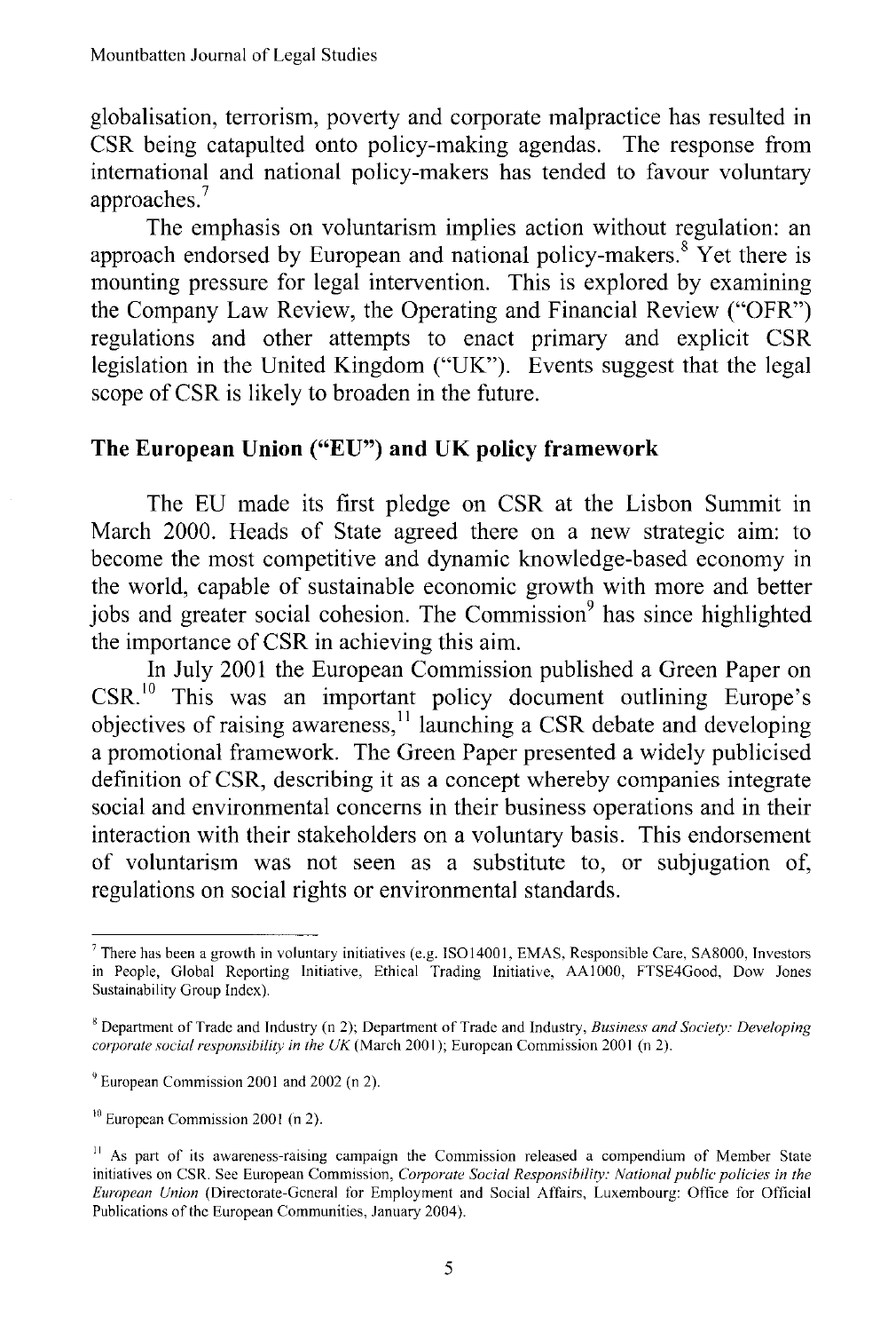globalisation, terrorism, poverty and corporate malpractice has resulted in CSR being catapulted onto policy-making agendas. The response from international and national policy-makers has tended to favour voluntary approaches.[7]

The emphasis on voluntarism implies action without regulation: an approach endorsed by European and national policy-makers.[8] Yet there is mounting pressure for legal intervention. This is explored by examining the Company Law Review, the Operating and Financial Review ("OFR") regulations and other attempts to enact primary and explicit CSR legislation in the United Kingdom ("UK"). Events suggest that the legal scope of CSR is likely to broaden in the future.

## The European Union ("EU") and UK policy framework

The EU made its first pledge on CSR at the Lisbon Summit in March 2000. Heads of State agreed there on a new strategic aim: to become the most competitive and dynamic knowledge-based economy in the world, capable of sustainable economic growth with more and better jobs and greater social cohesion. The Commission[9] has since highlighted the importance of CSR in achieving this aim.

In July 2001 the European Commission published a Green Paper on CSR.[10] This was an important policy document outlining Europe's objectives of raising awareness,[11] launching a CSR debate and developing a promotional framework. The Green Paper presented a widely publicised definition of CSR, describing it as a concept whereby companies integrate social and environmental concerns in their business operations and in their interaction with their stakeholders on a voluntary basis. This endorsement of voluntarism was not seen as a substitute to, or subjugation of, regulations on social rights or environmental standards.

---

[7] There has been a growth in voluntary initiatives (e.g. ISO14001, EMAS, Responsible Care, SA8000, Investors in People, Global Reporting Initiative, Ethical Trading Initiative, AA1000, FTSE4Good, Dow Jones Sustainability Group Index).

[8] Department of Trade and Industry (n 2); Department of Trade and Industry, *Business and Society: Developing corporate social responsibility in the UK* (March 2001); European Commission 2001 (n 2).

[9] European Commission 2001 and 2002 (n 2).

[10] European Commission 2001 (n 2).

[11] As part of its awareness-raising campaign the Commission released a compendium of Member State initiatives on CSR. See European Commission, *Corporate Social Responsibility: National public policies in the European Union* (Directorate-General for Employment and Social Affairs, Luxembourg: Office for Official Publications of the European Communities, January 2004).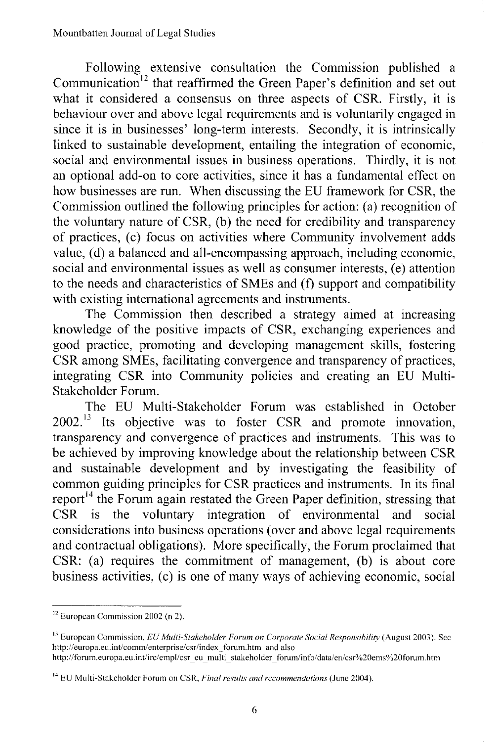Following extensive consultation the Commission published a Communication[12] that reaffirmed the Green Paper's definition and set out what it considered a consensus on three aspects of CSR. Firstly, it is behaviour over and above legal requirements and is voluntarily engaged in since it is in businesses' long-term interests. Secondly, it is intrinsically linked to sustainable development, entailing the integration of economic, social and environmental issues in business operations. Thirdly, it is not an optional add-on to core activities, since it has a fundamental effect on how businesses are run. When discussing the EU framework for CSR, the Commission outlined the following principles for action: (a) recognition of the voluntary nature of CSR, (b) the need for credibility and transparency of practices, (c) focus on activities where Community involvement adds value, (d) a balanced and all-encompassing approach, including economic, social and environmental issues as well as consumer interests, (e) attention to the needs and characteristics of SMEs and (f) support and compatibility with existing international agreements and instruments.

The Commission then described a strategy aimed at increasing knowledge of the positive impacts of CSR, exchanging experiences and good practice, promoting and developing management skills, fostering CSR among SMEs, facilitating convergence and transparency of practices, integrating CSR into Community policies and creating an EU Multi-Stakeholder Forum.

The EU Multi-Stakeholder Forum was established in October 2002.[13] Its objective was to foster CSR and promote innovation, transparency and convergence of practices and instruments. This was to be achieved by improving knowledge about the relationship between CSR and sustainable development and by investigating the feasibility of common guiding principles for CSR practices and instruments. In its final report[14] the Forum again restated the Green Paper definition, stressing that CSR is the voluntary integration of environmental and social considerations into business operations (over and above legal requirements and contractual obligations). More specifically, the Forum proclaimed that CSR: (a) requires the commitment of management, (b) is about core business activities, (c) is one of many ways of achieving economic, social

---

[12] European Commission 2002 (n 2).

[13] European Commission, *EU Multi-Stakeholder Forum on Corporate Social Responsibility* (August 2003). See http://europa.eu.int/comm/enterprise/csr/index_forum.htm and also http://forum.europa.eu.int/irc/empl/csr_eu_multi_stakeholder_forum/info/data/en/csr%20ems%20forum.htm

[14] EU Multi-Stakeholder Forum on CSR, *Final results and recommendations* (June 2004).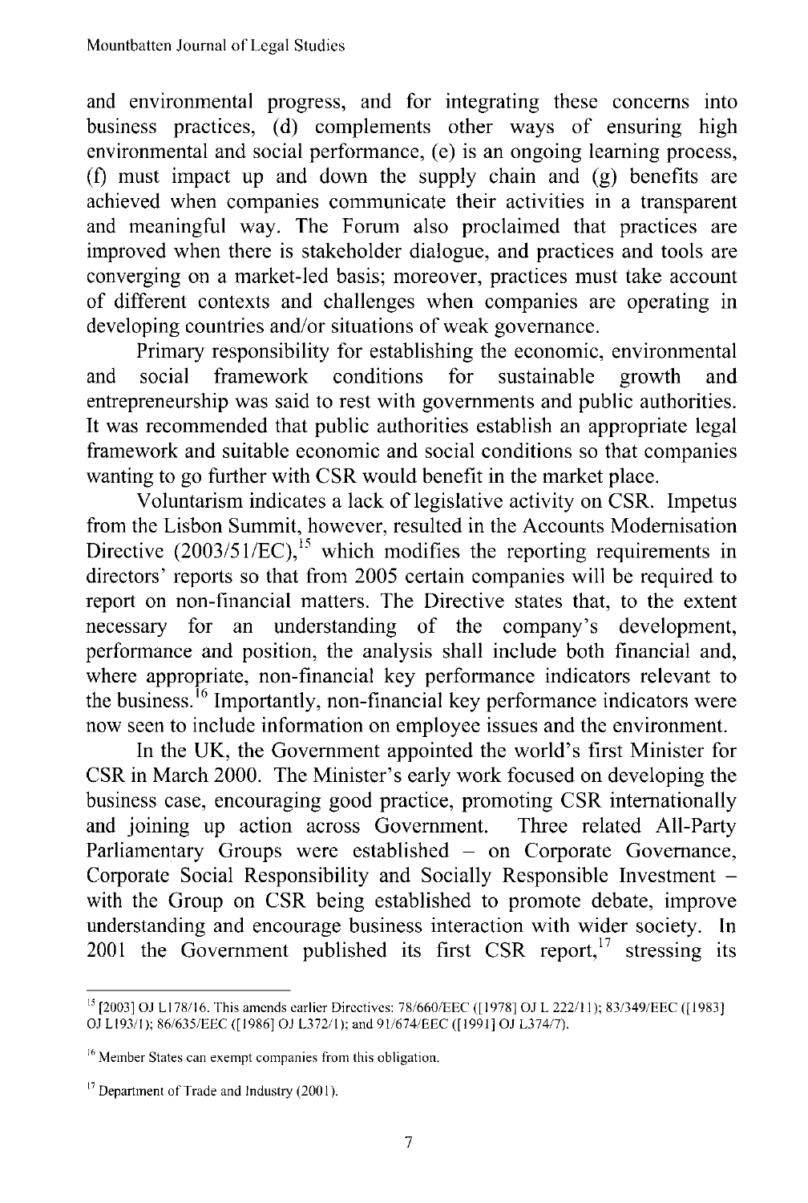and environmental progress, and for integrating these concerns into business practices, (d) complements other ways of ensuring high environmental and social performance, (e) is an ongoing learning process, (f) must impact up and down the supply chain and (g) benefits are achieved when companies communicate their activities in a transparent and meaningful way. The Forum also proclaimed that practices are improved when there is stakeholder dialogue, and practices and tools are converging on a market-led basis; moreover, practices must take account of different contexts and challenges when companies are operating in developing countries and/or situations of weak governance.

Primary responsibility for establishing the economic, environmental and social framework conditions for sustainable growth and entrepreneurship was said to rest with governments and public authorities. It was recommended that public authorities establish an appropriate legal framework and suitable economic and social conditions so that companies wanting to go further with CSR would benefit in the market place.

Voluntarism indicates a lack of legislative activity on CSR. Impetus from the Lisbon Summit, however, resulted in the Accounts Modernisation Directive (2003/51/EC),[15] which modifies the reporting requirements in directors' reports so that from 2005 certain companies will be required to report on non-financial matters. The Directive states that, to the extent necessary for an understanding of the company's development, performance and position, the analysis shall include both financial and, where appropriate, non-financial key performance indicators relevant to the business.[16] Importantly, non-financial key performance indicators were now seen to include information on employee issues and the environment.

In the UK, the Government appointed the world's first Minister for CSR in March 2000. The Minister's early work focused on developing the business case, encouraging good practice, promoting CSR internationally and joining up action across Government. Three related All-Party Parliamentary Groups were established – on Corporate Governance, Corporate Social Responsibility and Socially Responsible Investment – with the Group on CSR being established to promote debate, improve understanding and encourage business interaction with wider society. In 2001 the Government published its first CSR report,[17] stressing its

---

[15] [2003] OJ L178/16. This amends earlier Directives: 78/660/EEC ([1978] OJ L 222/11); 83/349/EEC ([1983] OJ L193/1); 86/635/EEC ([1986] OJ L372/1); and 91/674/EEC ([1991] OJ L374/7).

[16] Member States can exempt companies from this obligation.

[17] Department of Trade and Industry (2001).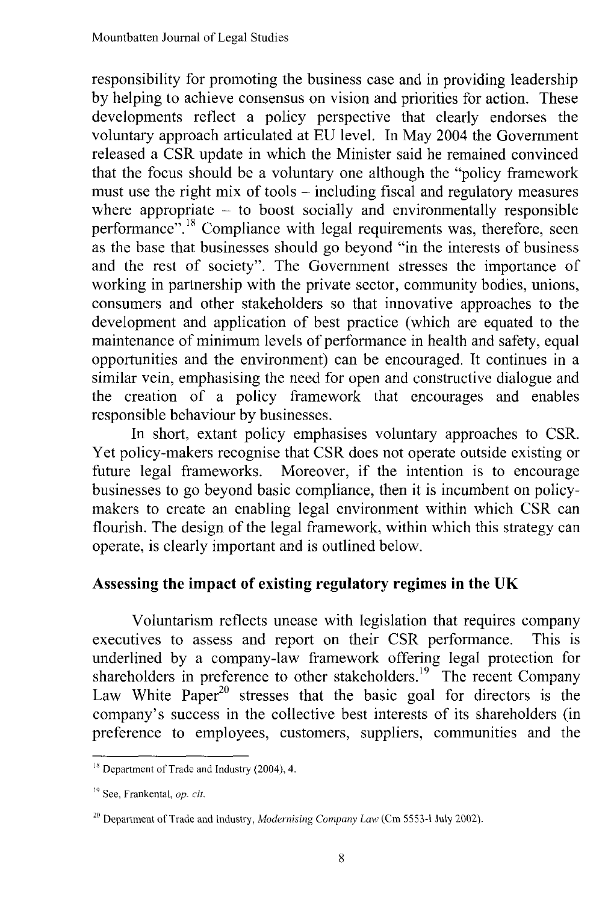responsibility for promoting the business case and in providing leadership by helping to achieve consensus on vision and priorities for action. These developments reflect a policy perspective that clearly endorses the voluntary approach articulated at EU level. In May 2004 the Government released a CSR update in which the Minister said he remained convinced that the focus should be a voluntary one although the "policy framework must use the right mix of tools – including fiscal and regulatory measures where appropriate – to boost socially and environmentally responsible performance".[18] Compliance with legal requirements was, therefore, seen as the base that businesses should go beyond "in the interests of business and the rest of society". The Government stresses the importance of working in partnership with the private sector, community bodies, unions, consumers and other stakeholders so that innovative approaches to the development and application of best practice (which are equated to the maintenance of minimum levels of performance in health and safety, equal opportunities and the environment) can be encouraged. It continues in a similar vein, emphasising the need for open and constructive dialogue and the creation of a policy framework that encourages and enables responsible behaviour by businesses.

In short, extant policy emphasises voluntary approaches to CSR. Yet policy-makers recognise that CSR does not operate outside existing or future legal frameworks. Moreover, if the intention is to encourage businesses to go beyond basic compliance, then it is incumbent on policy-makers to create an enabling legal environment within which CSR can flourish. The design of the legal framework, within which this strategy can operate, is clearly important and is outlined below.

## Assessing the impact of existing regulatory regimes in the UK

Voluntarism reflects unease with legislation that requires company executives to assess and report on their CSR performance. This is underlined by a company-law framework offering legal protection for shareholders in preference to other stakeholders.[19] The recent Company Law White Paper[20] stresses that the basic goal for directors is the company's success in the collective best interests of its shareholders (in preference to employees, customers, suppliers, communities and the

---

[18] Department of Trade and Industry (2004), 4.

[19] See, Frankental, *op. cit.*

[20] Department of Trade and Industry, *Modernising Company Law* (Cm 5553-I July 2002).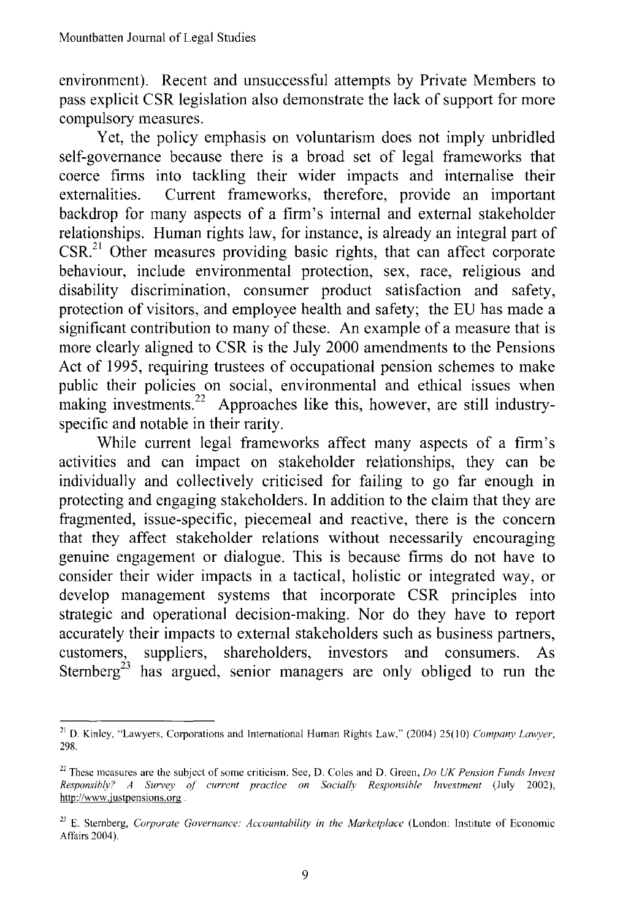environment). Recent and unsuccessful attempts by Private Members to pass explicit CSR legislation also demonstrate the lack of support for more compulsory measures.

Yet, the policy emphasis on voluntarism does not imply unbridled self-governance because there is a broad set of legal frameworks that coerce firms into tackling their wider impacts and internalise their externalities. Current frameworks, therefore, provide an important backdrop for many aspects of a firm's internal and external stakeholder relationships. Human rights law, for instance, is already an integral part of CSR.[21] Other measures providing basic rights, that can affect corporate behaviour, include environmental protection, sex, race, religious and disability discrimination, consumer product satisfaction and safety, protection of visitors, and employee health and safety; the EU has made a significant contribution to many of these. An example of a measure that is more clearly aligned to CSR is the July 2000 amendments to the Pensions Act of 1995, requiring trustees of occupational pension schemes to make public their policies on social, environmental and ethical issues when making investments.[22] Approaches like this, however, are still industry-specific and notable in their rarity.

While current legal frameworks affect many aspects of a firm's activities and can impact on stakeholder relationships, they can be individually and collectively criticised for failing to go far enough in protecting and engaging stakeholders. In addition to the claim that they are fragmented, issue-specific, piecemeal and reactive, there is the concern that they affect stakeholder relations without necessarily encouraging genuine engagement or dialogue. This is because firms do not have to consider their wider impacts in a tactical, holistic or integrated way, or develop management systems that incorporate CSR principles into strategic and operational decision-making. Nor do they have to report accurately their impacts to external stakeholders such as business partners, customers, suppliers, shareholders, investors and consumers. As Sternberg[23] has argued, senior managers are only obliged to run the

---

[21] D. Kinley, "Lawyers, Corporations and International Human Rights Law," (2004) 25(10) *Company Lawyer*, 298.

[22] These measures are the subject of some criticism. See, D. Coles and D. Green, *Do UK Pension Funds Invest Responsibly? A Survey of current practice on Socially Responsible Investment* (July 2002), http://www.justpensions.org .

[23] E. Sternberg, *Corporate Governance: Accountability in the Marketplace* (London: Institute of Economic Affairs 2004).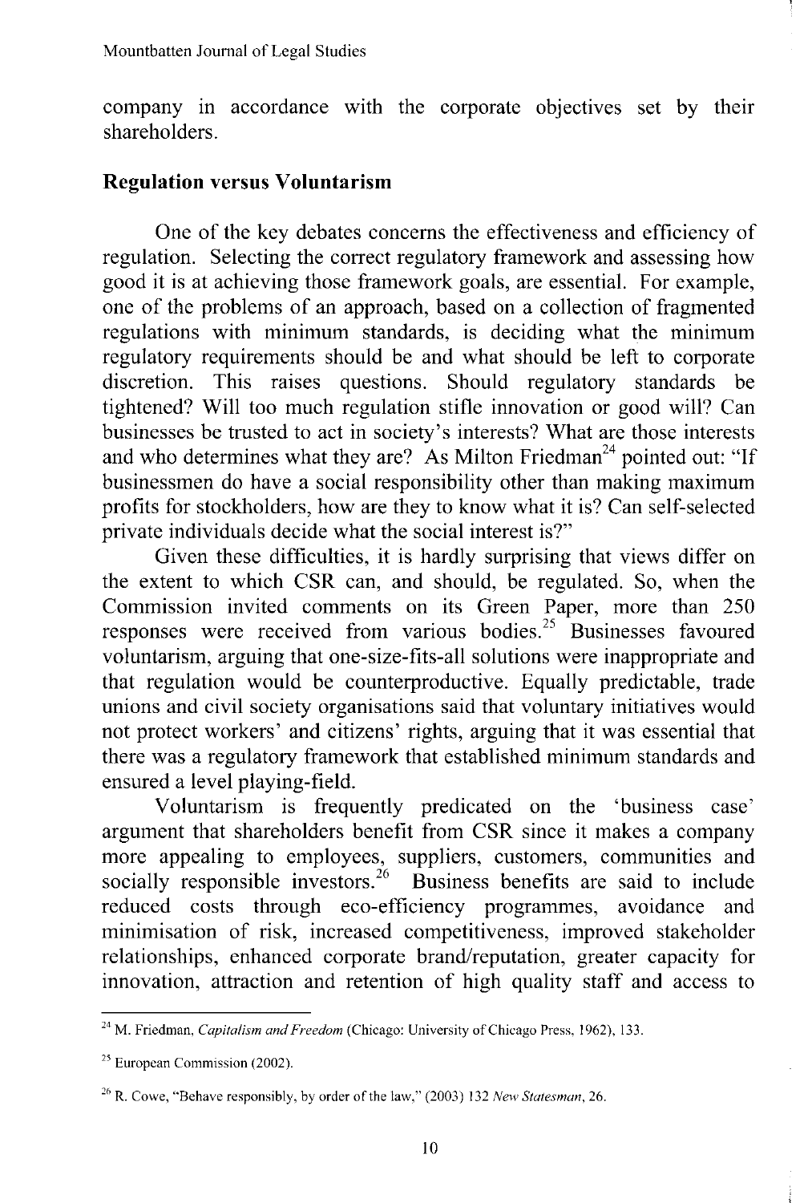company in accordance with the corporate objectives set by their shareholders.

## Regulation versus Voluntarism

One of the key debates concerns the effectiveness and efficiency of regulation. Selecting the correct regulatory framework and assessing how good it is at achieving those framework goals, are essential. For example, one of the problems of an approach, based on a collection of fragmented regulations with minimum standards, is deciding what the minimum regulatory requirements should be and what should be left to corporate discretion. This raises questions. Should regulatory standards be tightened? Will too much regulation stifle innovation or good will? Can businesses be trusted to act in society's interests? What are those interests and who determines what they are? As Milton Friedman[24] pointed out: "If businessmen do have a social responsibility other than making maximum profits for stockholders, how are they to know what it is? Can self-selected private individuals decide what the social interest is?"

Given these difficulties, it is hardly surprising that views differ on the extent to which CSR can, and should, be regulated. So, when the Commission invited comments on its Green Paper, more than 250 responses were received from various bodies.[25] Businesses favoured voluntarism, arguing that one-size-fits-all solutions were inappropriate and that regulation would be counterproductive. Equally predictable, trade unions and civil society organisations said that voluntary initiatives would not protect workers' and citizens' rights, arguing that it was essential that there was a regulatory framework that established minimum standards and ensured a level playing-field.

Voluntarism is frequently predicated on the 'business case' argument that shareholders benefit from CSR since it makes a company more appealing to employees, suppliers, customers, communities and socially responsible investors.[26] Business benefits are said to include reduced costs through eco-efficiency programmes, avoidance and minimisation of risk, increased competitiveness, improved stakeholder relationships, enhanced corporate brand/reputation, greater capacity for innovation, attraction and retention of high quality staff and access to

---

[24] M. Friedman, *Capitalism and Freedom* (Chicago: University of Chicago Press, 1962), 133.

[25] European Commission (2002).

[26] R. Cowe, "Behave responsibly, by order of the law," (2003) 132 *New Statesman*, 26.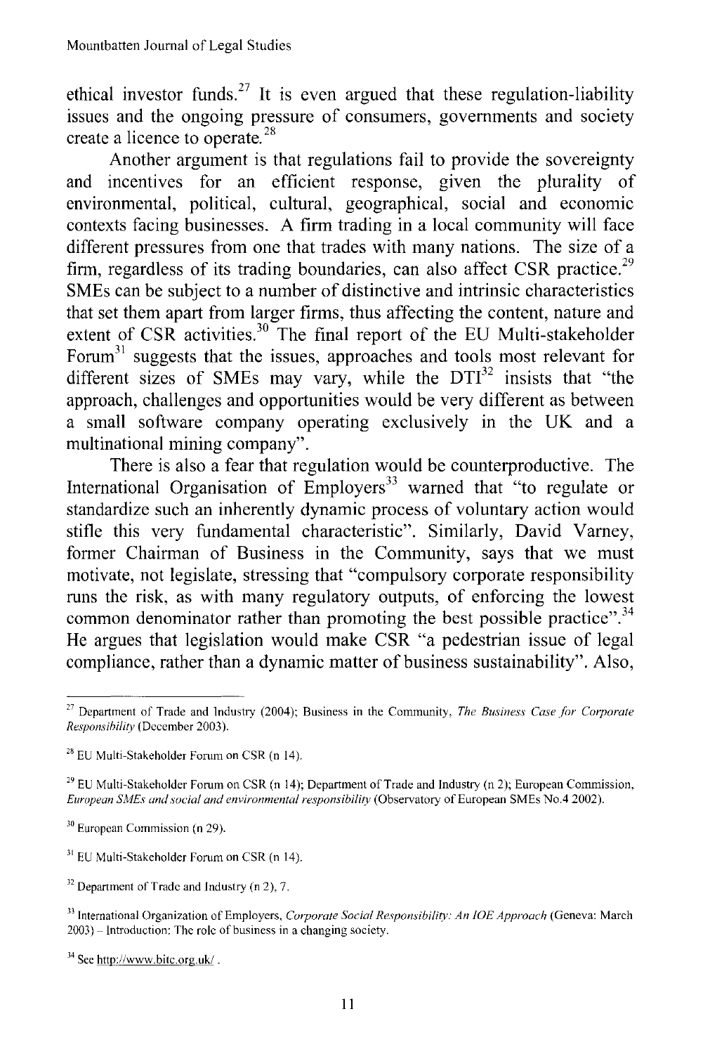ethical investor funds.[27] It is even argued that these regulation-liability issues and the ongoing pressure of consumers, governments and society create a licence to operate.[28]

Another argument is that regulations fail to provide the sovereignty and incentives for an efficient response, given the plurality of environmental, political, cultural, geographical, social and economic contexts facing businesses. A firm trading in a local community will face different pressures from one that trades with many nations. The size of a firm, regardless of its trading boundaries, can also affect CSR practice.[29] SMEs can be subject to a number of distinctive and intrinsic characteristics that set them apart from larger firms, thus affecting the content, nature and extent of CSR activities.[30] The final report of the EU Multi-stakeholder Forum[31] suggests that the issues, approaches and tools most relevant for different sizes of SMEs may vary, while the DTI[32] insists that "the approach, challenges and opportunities would be very different as between a small software company operating exclusively in the UK and a multinational mining company".

There is also a fear that regulation would be counterproductive. The International Organisation of Employers[33] warned that "to regulate or standardize such an inherently dynamic process of voluntary action would stifle this very fundamental characteristic". Similarly, David Varney, former Chairman of Business in the Community, says that we must motivate, not legislate, stressing that "compulsory corporate responsibility runs the risk, as with many regulatory outputs, of enforcing the lowest common denominator rather than promoting the best possible practice".[34] He argues that legislation would make CSR "a pedestrian issue of legal compliance, rather than a dynamic matter of business sustainability". Also,

---

[27] Department of Trade and Industry (2004); Business in the Community, *The Business Case for Corporate Responsibility* (December 2003).

[28] EU Multi-Stakeholder Forum on CSR (n 14).

[29] EU Multi-Stakeholder Forum on CSR (n 14); Department of Trade and Industry (n 2); European Commission, *European SMEs and social and environmental responsibility* (Observatory of European SMEs No.4 2002).

[30] European Commission (n 29).

[31] EU Multi-Stakeholder Forum on CSR (n 14).

[32] Department of Trade and Industry (n 2), 7.

[33] International Organization of Employers, *Corporate Social Responsibility: An IOE Approach* (Geneva: March 2003) – Introduction: The role of business in a changing society.

[34] See http://www.bitc.org.uk/ .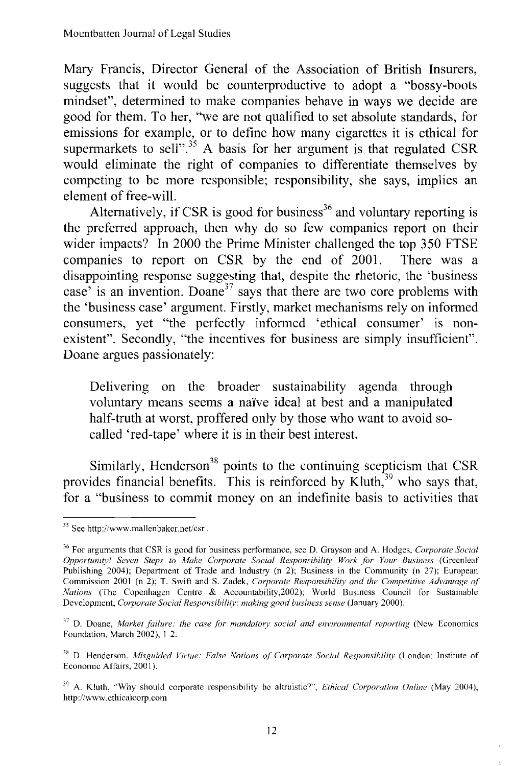Mary Francis, Director General of the Association of British Insurers, suggests that it would be counterproductive to adopt a "bossy-boots mindset", determined to make companies behave in ways we decide are good for them. To her, "we are not qualified to set absolute standards, for emissions for example, or to define how many cigarettes it is ethical for supermarkets to sell".[35] A basis for her argument is that regulated CSR would eliminate the right of companies to differentiate themselves by competing to be more responsible; responsibility, she says, implies an element of free-will.

Alternatively, if CSR is good for business[36] and voluntary reporting is the preferred approach, then why do so few companies report on their wider impacts? In 2000 the Prime Minister challenged the top 350 FTSE companies to report on CSR by the end of 2001. There was a disappointing response suggesting that, despite the rhetoric, the 'business case' is an invention. Doane[37] says that there are two core problems with the 'business case' argument. Firstly, market mechanisms rely on informed consumers, yet "the perfectly informed 'ethical consumer' is non-existent". Secondly, "the incentives for business are simply insufficient". Doane argues passionately:

> Delivering on the broader sustainability agenda through voluntary means seems a naïve ideal at best and a manipulated half-truth at worst, proffered only by those who want to avoid so-called 'red-tape' where it is in their best interest.

Similarly, Henderson[38] points to the continuing scepticism that CSR provides financial benefits. This is reinforced by Kluth,[39] who says that, for a "business to commit money on an indefinite basis to activities that

---

[35] See http://www.mallenbaker.net/csr .

[36] For arguments that CSR is good for business performance, see D. Grayson and A. Hodges, *Corporate Social Opportunity! Seven Steps to Make Corporate Social Responsibility Work for Your Business* (Greenleaf Publishing 2004); Department of Trade and Industry (n 2); Business in the Community (n 27); European Commission 2001 (n 2); T. Swift and S. Zadek, *Corporate Responsibility and the Competitive Advantage of Nations* (The Copenhagen Centre & Accountability,2002); World Business Council for Sustainable Development, *Corporate Social Responsibility: making good business sense* (January 2000).

[37] D. Doane, *Market failure: the case for mandatory social and environmental reporting* (New Economics Foundation, March 2002), 1-2.

[38] D. Henderson, *Misguided Virtue: False Notions of Corporate Social Responsibility* (London: Institute of Economic Affairs, 2001).

[39] A. Kluth, "Why should corporate responsibility be altruistic?", *Ethical Corporation Online* (May 2004), http://www.ethicalcorp.com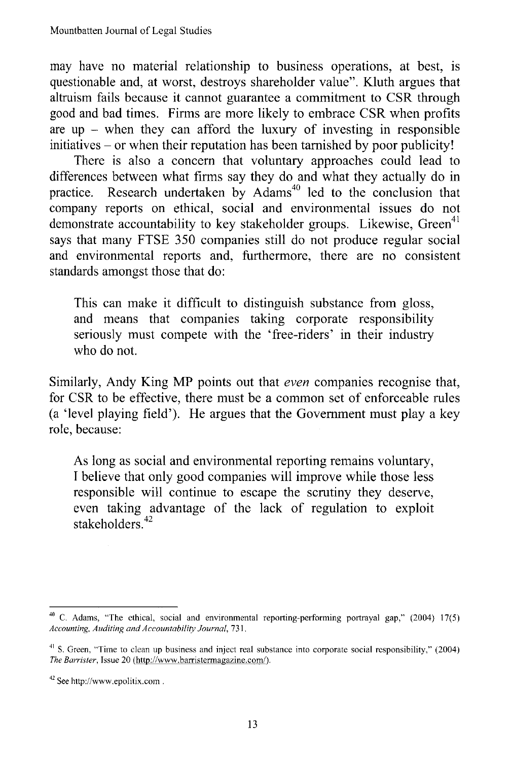may have no material relationship to business operations, at best, is questionable and, at worst, destroys shareholder value". Kluth argues that altruism fails because it cannot guarantee a commitment to CSR through good and bad times. Firms are more likely to embrace CSR when profits are up – when they can afford the luxury of investing in responsible initiatives – or when their reputation has been tarnished by poor publicity!

There is also a concern that voluntary approaches could lead to differences between what firms say they do and what they actually do in practice. Research undertaken by Adams[40] led to the conclusion that company reports on ethical, social and environmental issues do not demonstrate accountability to key stakeholder groups. Likewise, Green[41] says that many FTSE 350 companies still do not produce regular social and environmental reports and, furthermore, there are no consistent standards amongst those that do:

> This can make it difficult to distinguish substance from gloss, and means that companies taking corporate responsibility seriously must compete with the 'free-riders' in their industry who do not.

Similarly, Andy King MP points out that *even* companies recognise that, for CSR to be effective, there must be a common set of enforceable rules (a 'level playing field'). He argues that the Government must play a key role, because:

> As long as social and environmental reporting remains voluntary, I believe that only good companies will improve while those less responsible will continue to escape the scrutiny they deserve, even taking advantage of the lack of regulation to exploit stakeholders.[42]

---

[40] C. Adams, "The ethical, social and environmental reporting-performing portrayal gap," (2004) 17(5) *Accounting, Auditing and Accountability Journal*, 731.

[41] S. Green, "Time to clean up business and inject real substance into corporate social responsibility," (2004) *The Barrister*, Issue 20 (http://www.barristermagazine.com/).

[42] See http://www.epolitix.com .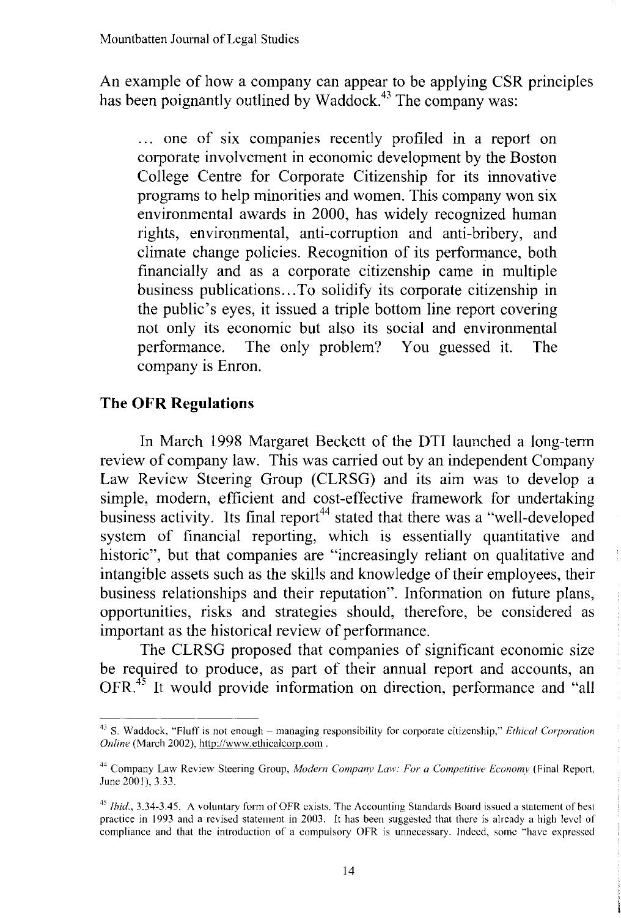An example of how a company can appear to be applying CSR principles has been poignantly outlined by Waddock.[43] The company was:

> ... one of six companies recently profiled in a report on corporate involvement in economic development by the Boston College Centre for Corporate Citizenship for its innovative programs to help minorities and women. This company won six environmental awards in 2000, has widely recognized human rights, environmental, anti-corruption and anti-bribery, and climate change policies. Recognition of its performance, both financially and as a corporate citizenship came in multiple business publications...To solidify its corporate citizenship in the public's eyes, it issued a triple bottom line report covering not only its economic but also its social and environmental performance. The only problem? You guessed it. The company is Enron.

## The OFR Regulations

In March 1998 Margaret Beckett of the DTI launched a long-term review of company law. This was carried out by an independent Company Law Review Steering Group (CLRSG) and its aim was to develop a simple, modern, efficient and cost-effective framework for undertaking business activity. Its final report[44] stated that there was a "well-developed system of financial reporting, which is essentially quantitative and historic", but that companies are "increasingly reliant on qualitative and intangible assets such as the skills and knowledge of their employees, their business relationships and their reputation". Information on future plans, opportunities, risks and strategies should, therefore, be considered as important as the historical review of performance.

The CLRSG proposed that companies of significant economic size be required to produce, as part of their annual report and accounts, an OFR.[45] It would provide information on direction, performance and "all

---

[43] S. Waddock, "Fluff is not enough – managing responsibility for corporate citizenship," *Ethical Corporation Online* (March 2002), http://www.ethicalcorp.com .

[44] Company Law Review Steering Group, *Modern Company Law: For a Competitive Economy* (Final Report, June 2001), 3.33.

[45] *Ibid.*, 3.34-3.45. A voluntary form of OFR exists. The Accounting Standards Board issued a statement of best practice in 1993 and a revised statement in 2003. It has been suggested that there is already a high level of compliance and that the introduction of a compulsory OFR is unnecessary. Indeed, some "have expressed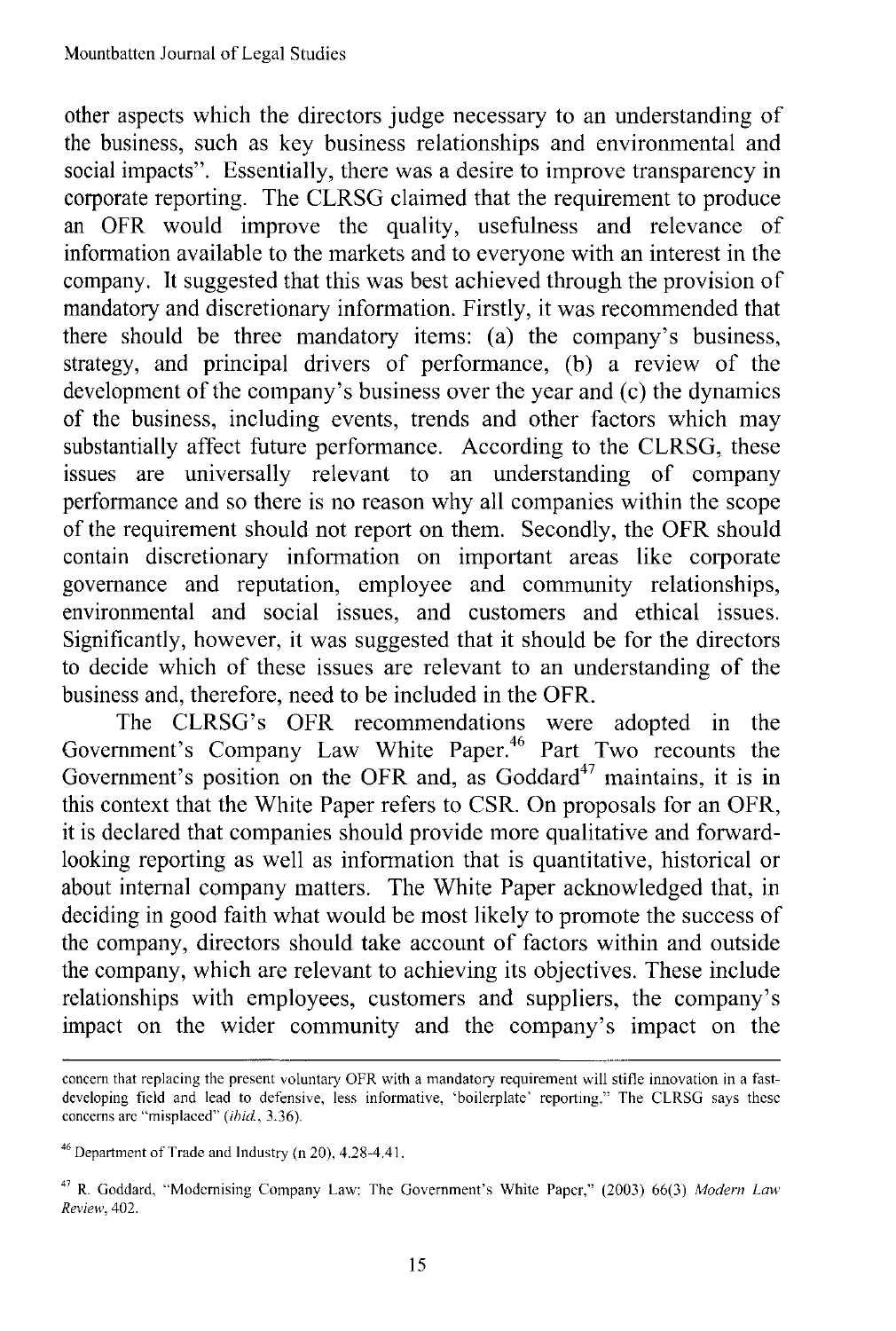other aspects which the directors judge necessary to an understanding of the business, such as key business relationships and environmental and social impacts". Essentially, there was a desire to improve transparency in corporate reporting. The CLRSG claimed that the requirement to produce an OFR would improve the quality, usefulness and relevance of information available to the markets and to everyone with an interest in the company. It suggested that this was best achieved through the provision of mandatory and discretionary information. Firstly, it was recommended that there should be three mandatory items: (a) the company's business, strategy, and principal drivers of performance, (b) a review of the development of the company's business over the year and (c) the dynamics of the business, including events, trends and other factors which may substantially affect future performance. According to the CLRSG, these issues are universally relevant to an understanding of company performance and so there is no reason why all companies within the scope of the requirement should not report on them. Secondly, the OFR should contain discretionary information on important areas like corporate governance and reputation, employee and community relationships, environmental and social issues, and customers and ethical issues. Significantly, however, it was suggested that it should be for the directors to decide which of these issues are relevant to an understanding of the business and, therefore, need to be included in the OFR.

The CLRSG's OFR recommendations were adopted in the Government's Company Law White Paper.[46] Part Two recounts the Government's position on the OFR and, as Goddard[47] maintains, it is in this context that the White Paper refers to CSR. On proposals for an OFR, it is declared that companies should provide more qualitative and forward-looking reporting as well as information that is quantitative, historical or about internal company matters. The White Paper acknowledged that, in deciding in good faith what would be most likely to promote the success of the company, directors should take account of factors within and outside the company, which are relevant to achieving its objectives. These include relationships with employees, customers and suppliers, the company's impact on the wider community and the company's impact on the

---

concern that replacing the present voluntary OFR with a mandatory requirement will stifle innovation in a fast-developing field and lead to defensive, less informative, 'boilerplate' reporting." The CLRSG says these concerns are "misplaced" (*ibid.*, 3.36).

[46] Department of Trade and Industry (n 20), 4.28-4.41.

[47] R. Goddard, "Modernising Company Law: The Government's White Paper," (2003) 66(3) *Modern Law Review*, 402.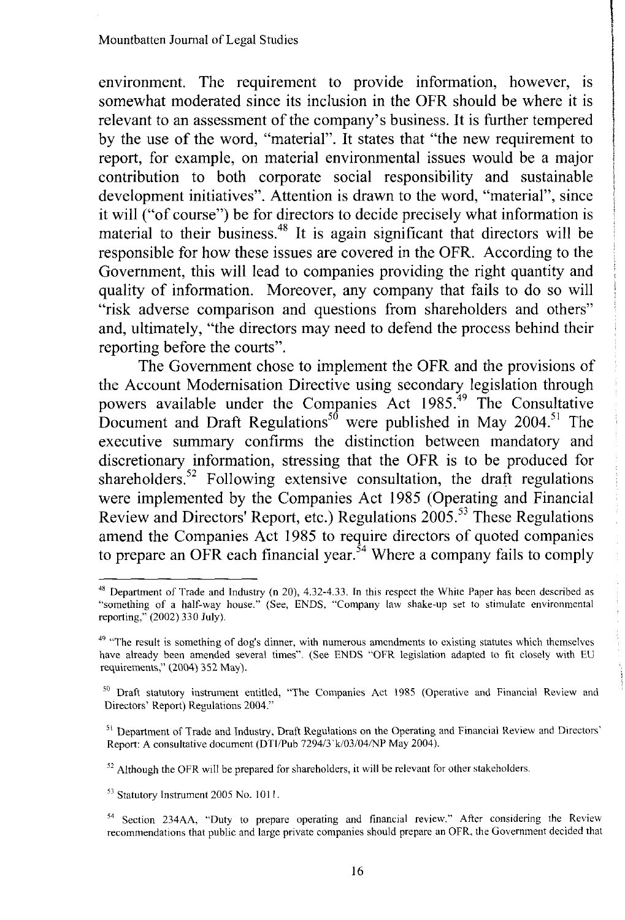environment. The requirement to provide information, however, is somewhat moderated since its inclusion in the OFR should be where it is relevant to an assessment of the company's business. It is further tempered by the use of the word, "material". It states that "the new requirement to report, for example, on material environmental issues would be a major contribution to both corporate social responsibility and sustainable development initiatives". Attention is drawn to the word, "material", since it will ("of course") be for directors to decide precisely what information is material to their business.[48] It is again significant that directors will be responsible for how these issues are covered in the OFR. According to the Government, this will lead to companies providing the right quantity and quality of information. Moreover, any company that fails to do so will "risk adverse comparison and questions from shareholders and others" and, ultimately, "the directors may need to defend the process behind their reporting before the courts".

The Government chose to implement the OFR and the provisions of the Account Modernisation Directive using secondary legislation through powers available under the Companies Act 1985.[49] The Consultative Document and Draft Regulations[50] were published in May 2004.[51] The executive summary confirms the distinction between mandatory and discretionary information, stressing that the OFR is to be produced for shareholders.[52] Following extensive consultation, the draft regulations were implemented by the Companies Act 1985 (Operating and Financial Review and Directors' Report, etc.) Regulations 2005.[53] These Regulations amend the Companies Act 1985 to require directors of quoted companies to prepare an OFR each financial year.[54] Where a company fails to comply

---

[48] Department of Trade and Industry (n 20), 4.32-4.33. In this respect the White Paper has been described as "something of a half-way house." (See, ENDS, "Company law shake-up set to stimulate environmental reporting," (2002) 330 July).

[49] "The result is something of dog's dinner, with numerous amendments to existing statutes which themselves have already been amended several times". (See ENDS "OFR legislation adapted to fit closely with EU requirements," (2004) 352 May).

[50] Draft statutory instrument entitled, "The Companies Act 1985 (Operative and Financial Review and Directors' Report) Regulations 2004."

[51] Department of Trade and Industry, Draft Regulations on the Operating and Financial Review and Directors' Report: A consultative document (DTI/Pub 7294/3'k/03/04/NP May 2004).

[52] Although the OFR will be prepared for shareholders, it will be relevant for other stakeholders.

[53] Statutory Instrument 2005 No. 1011.

[54] Section 234AA, "Duty to prepare operating and financial review." After considering the Review recommendations that public and large private companies should prepare an OFR, the Government decided that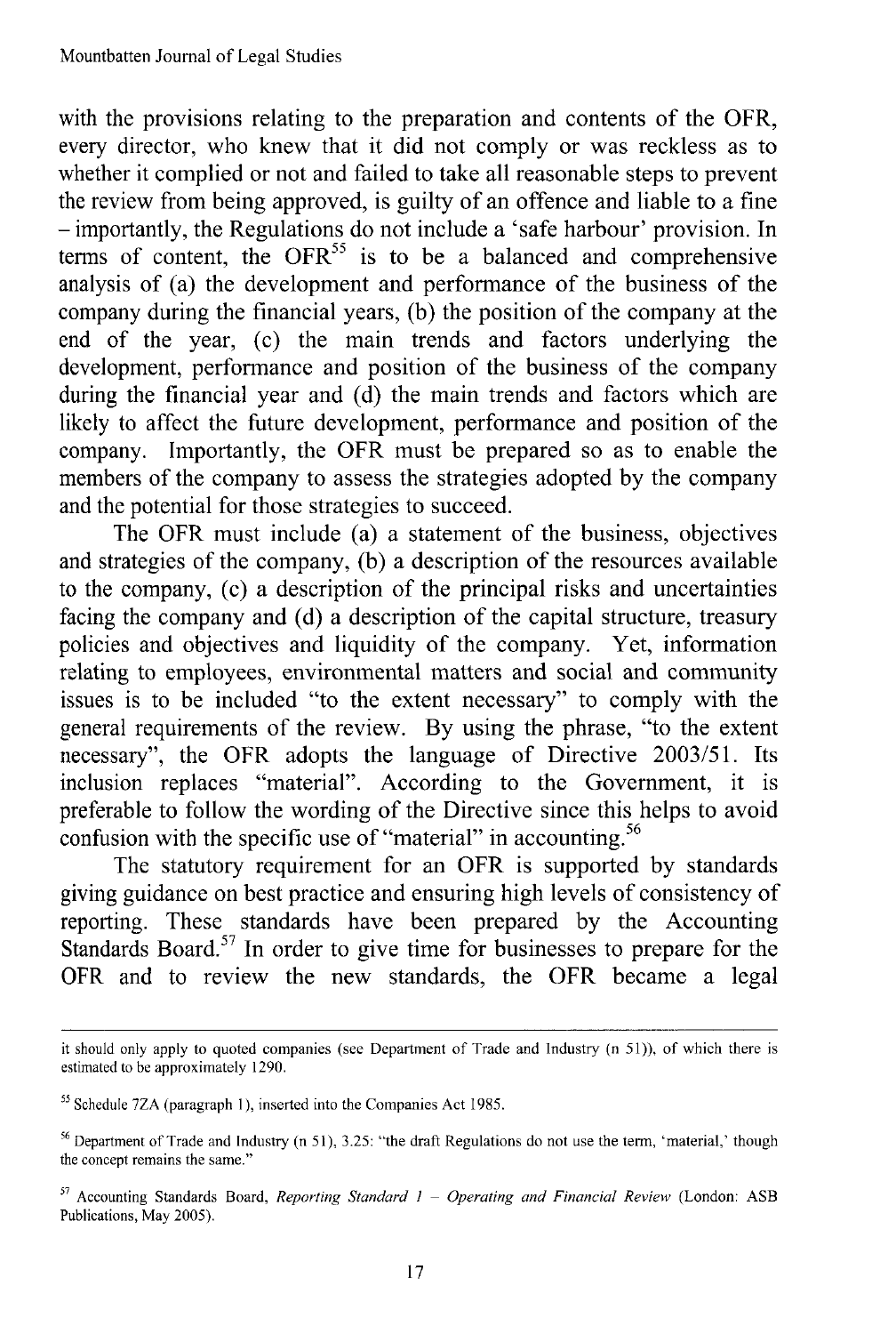with the provisions relating to the preparation and contents of the OFR, every director, who knew that it did not comply or was reckless as to whether it complied or not and failed to take all reasonable steps to prevent the review from being approved, is guilty of an offence and liable to a fine – importantly, the Regulations do not include a 'safe harbour' provision. In terms of content, the OFR[55] is to be a balanced and comprehensive analysis of (a) the development and performance of the business of the company during the financial years, (b) the position of the company at the end of the year, (c) the main trends and factors underlying the development, performance and position of the business of the company during the financial year and (d) the main trends and factors which are likely to affect the future development, performance and position of the company. Importantly, the OFR must be prepared so as to enable the members of the company to assess the strategies adopted by the company and the potential for those strategies to succeed.

The OFR must include (a) a statement of the business, objectives and strategies of the company, (b) a description of the resources available to the company, (c) a description of the principal risks and uncertainties facing the company and (d) a description of the capital structure, treasury policies and objectives and liquidity of the company. Yet, information relating to employees, environmental matters and social and community issues is to be included "to the extent necessary" to comply with the general requirements of the review. By using the phrase, "to the extent necessary", the OFR adopts the language of Directive 2003/51. Its inclusion replaces "material". According to the Government, it is preferable to follow the wording of the Directive since this helps to avoid confusion with the specific use of "material" in accounting.[56]

The statutory requirement for an OFR is supported by standards giving guidance on best practice and ensuring high levels of consistency of reporting. These standards have been prepared by the Accounting Standards Board.[57] In order to give time for businesses to prepare for the OFR and to review the new standards, the OFR became a legal

---

it should only apply to quoted companies (see Department of Trade and Industry (n 51)), of which there is estimated to be approximately 1290.

[55] Schedule 7ZA (paragraph 1), inserted into the Companies Act 1985.

[56] Department of Trade and Industry (n 51), 3.25: "the draft Regulations do not use the term, 'material,' though the concept remains the same."

[57] Accounting Standards Board, *Reporting Standard 1 – Operating and Financial Review* (London: ASB Publications, May 2005).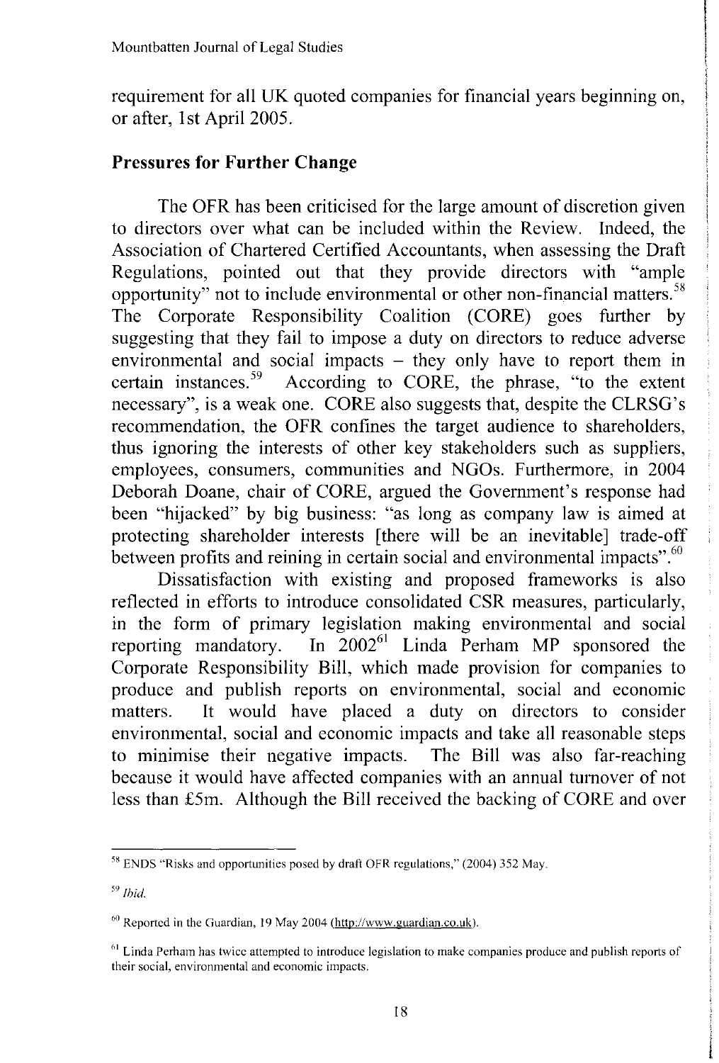requirement for all UK quoted companies for financial years beginning on, or after, 1st April 2005.

## Pressures for Further Change

The OFR has been criticised for the large amount of discretion given to directors over what can be included within the Review. Indeed, the Association of Chartered Certified Accountants, when assessing the Draft Regulations, pointed out that they provide directors with "ample opportunity" not to include environmental or other non-financial matters.[58] The Corporate Responsibility Coalition (CORE) goes further by suggesting that they fail to impose a duty on directors to reduce adverse environmental and social impacts – they only have to report them in certain instances.[59] According to CORE, the phrase, "to the extent necessary", is a weak one. CORE also suggests that, despite the CLRSG's recommendation, the OFR confines the target audience to shareholders, thus ignoring the interests of other key stakeholders such as suppliers, employees, consumers, communities and NGOs. Furthermore, in 2004 Deborah Doane, chair of CORE, argued the Government's response had been "hijacked" by big business: "as long as company law is aimed at protecting shareholder interests [there will be an inevitable] trade-off between profits and reining in certain social and environmental impacts".[60]

Dissatisfaction with existing and proposed frameworks is also reflected in efforts to introduce consolidated CSR measures, particularly, in the form of primary legislation making environmental and social reporting mandatory. In 2002[61] Linda Perham MP sponsored the Corporate Responsibility Bill, which made provision for companies to produce and publish reports on environmental, social and economic matters. It would have placed a duty on directors to consider environmental, social and economic impacts and take all reasonable steps to minimise their negative impacts. The Bill was also far-reaching because it would have affected companies with an annual turnover of not less than £5m. Although the Bill received the backing of CORE and over

---

[58] ENDS "Risks and opportunities posed by draft OFR regulations," (2004) 352 May.

[59] *Ibid.*

[60] Reported in the Guardian, 19 May 2004 (http://www.guardian.co.uk).

[61] Linda Perham has twice attempted to introduce legislation to make companies produce and publish reports of their social, environmental and economic impacts.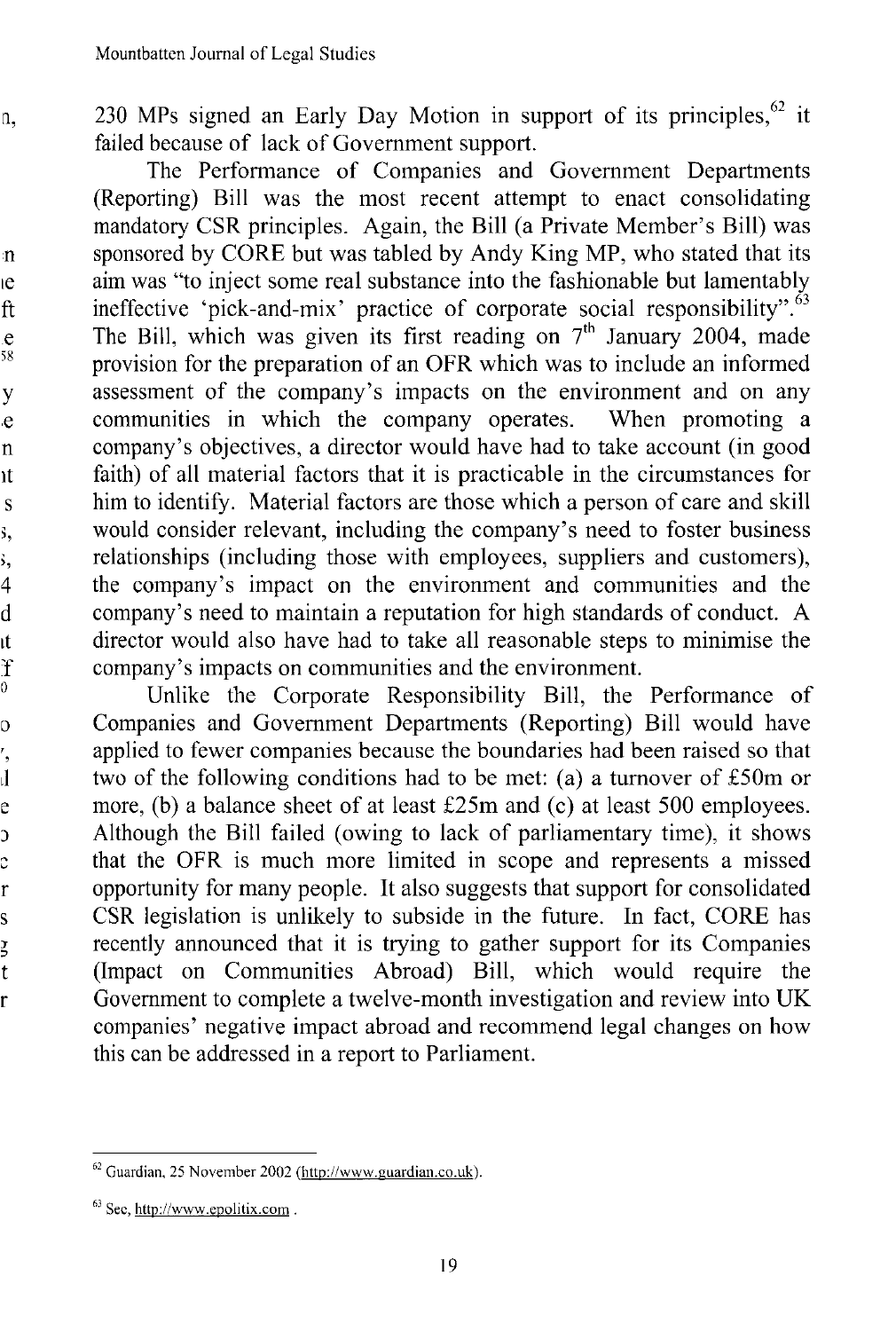230 MPs signed an Early Day Motion in support of its principles,[62] it failed because of lack of Government support.

The Performance of Companies and Government Departments (Reporting) Bill was the most recent attempt to enact consolidating mandatory CSR principles. Again, the Bill (a Private Member's Bill) was sponsored by CORE but was tabled by Andy King MP, who stated that its aim was "to inject some real substance into the fashionable but lamentably ineffective 'pick-and-mix' practice of corporate social responsibility".[63] The Bill, which was given its first reading on 7th January 2004, made provision for the preparation of an OFR which was to include an informed assessment of the company's impacts on the environment and on any communities in which the company operates. When promoting a company's objectives, a director would have had to take account (in good faith) of all material factors that it is practicable in the circumstances for him to identify. Material factors are those which a person of care and skill would consider relevant, including the company's need to foster business relationships (including those with employees, suppliers and customers), the company's impact on the environment and communities and the company's need to maintain a reputation for high standards of conduct. A director would also have had to take all reasonable steps to minimise the company's impacts on communities and the environment.

Unlike the Corporate Responsibility Bill, the Performance of Companies and Government Departments (Reporting) Bill would have applied to fewer companies because the boundaries had been raised so that two of the following conditions had to be met: (a) a turnover of £50m or more, (b) a balance sheet of at least £25m and (c) at least 500 employees. Although the Bill failed (owing to lack of parliamentary time), it shows that the OFR is much more limited in scope and represents a missed opportunity for many people. It also suggests that support for consolidated CSR legislation is unlikely to subside in the future. In fact, CORE has recently announced that it is trying to gather support for its Companies (Impact on Communities Abroad) Bill, which would require the Government to complete a twelve-month investigation and review into UK companies' negative impact abroad and recommend legal changes on how this can be addressed in a report to Parliament.

---

[62] Guardian, 25 November 2002 (http://www.guardian.co.uk).

[63] See, http://www.epolitix.com .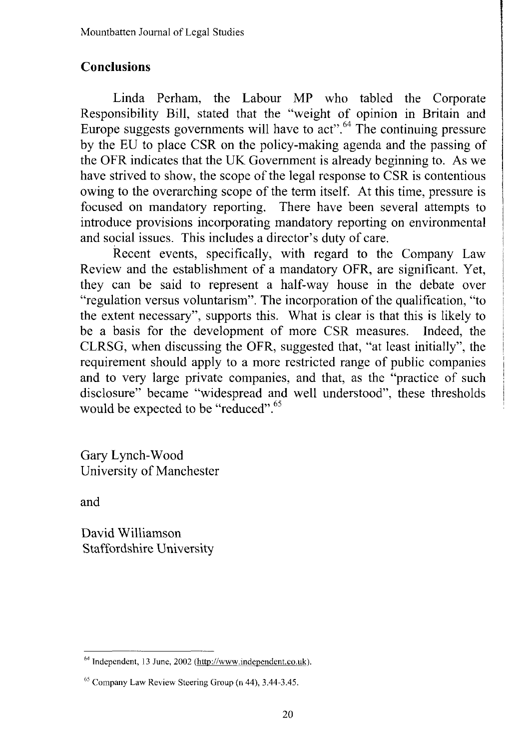## Conclusions

Linda Perham, the Labour MP who tabled the Corporate Responsibility Bill, stated that the "weight of opinion in Britain and Europe suggests governments will have to act".[64] The continuing pressure by the EU to place CSR on the policy-making agenda and the passing of the OFR indicates that the UK Government is already beginning to. As we have strived to show, the scope of the legal response to CSR is contentious owing to the overarching scope of the term itself. At this time, pressure is focused on mandatory reporting. There have been several attempts to introduce provisions incorporating mandatory reporting on environmental and social issues. This includes a director's duty of care.

Recent events, specifically, with regard to the Company Law Review and the establishment of a mandatory OFR, are significant. Yet, they can be said to represent a half-way house in the debate over "regulation versus voluntarism". The incorporation of the qualification, "to the extent necessary", supports this. What is clear is that this is likely to be a basis for the development of more CSR measures. Indeed, the CLRSG, when discussing the OFR, suggested that, "at least initially", the requirement should apply to a more restricted range of public companies and to very large private companies, and that, as the "practice of such disclosure" became "widespread and well understood", these thresholds would be expected to be "reduced".[65]

Gary Lynch-Wood
University of Manchester

and

David Williamson
Staffordshire University

---

[64] Independent, 13 June, 2002 (http://www.independent.co.uk).

[65] Company Law Review Steering Group (n 44), 3.44-3.45.